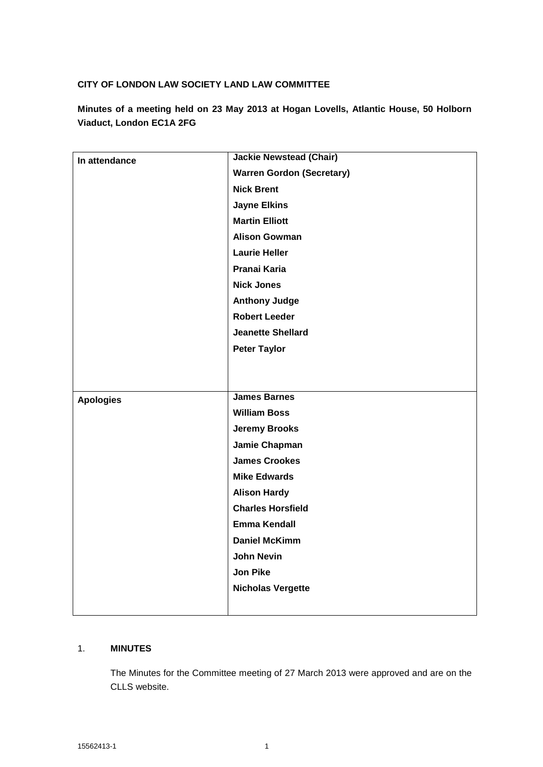**CITY OF LONDON LAW SOCIETY LAND LAW COMMITTEE**

**Minutes of a meeting held on 23 May 2013 at Hogan Lovells, Atlantic House, 50 Holborn Viaduct, London EC1A 2FG**

| | |
|---|---|
| **In attendance** | **Jackie Newstead (Chair)**<br>**Warren Gordon (Secretary)**<br>**Nick Brent**<br>**Jayne Elkins**<br>**Martin Elliott**<br>**Alison Gowman**<br>**Laurie Heller**<br>**Pranai Karia**<br>**Nick Jones**<br>**Anthony Judge**<br>**Robert Leeder**<br>**Jeanette Shellard**<br>**Peter Taylor** |
| **Apologies** | **James Barnes**<br>**William Boss**<br>**Jeremy Brooks**<br>**Jamie Chapman**<br>**James Crookes**<br>**Mike Edwards**<br>**Alison Hardy**<br>**Charles Horsfield**<br>**Emma Kendall**<br>**Daniel McKimm**<br>**John Nevin**<br>**Jon Pike**<br>**Nicholas Vergette** |

1. **MINUTES**

   The Minutes for the Committee meeting of 27 March 2013 were approved and are on the CLLS website.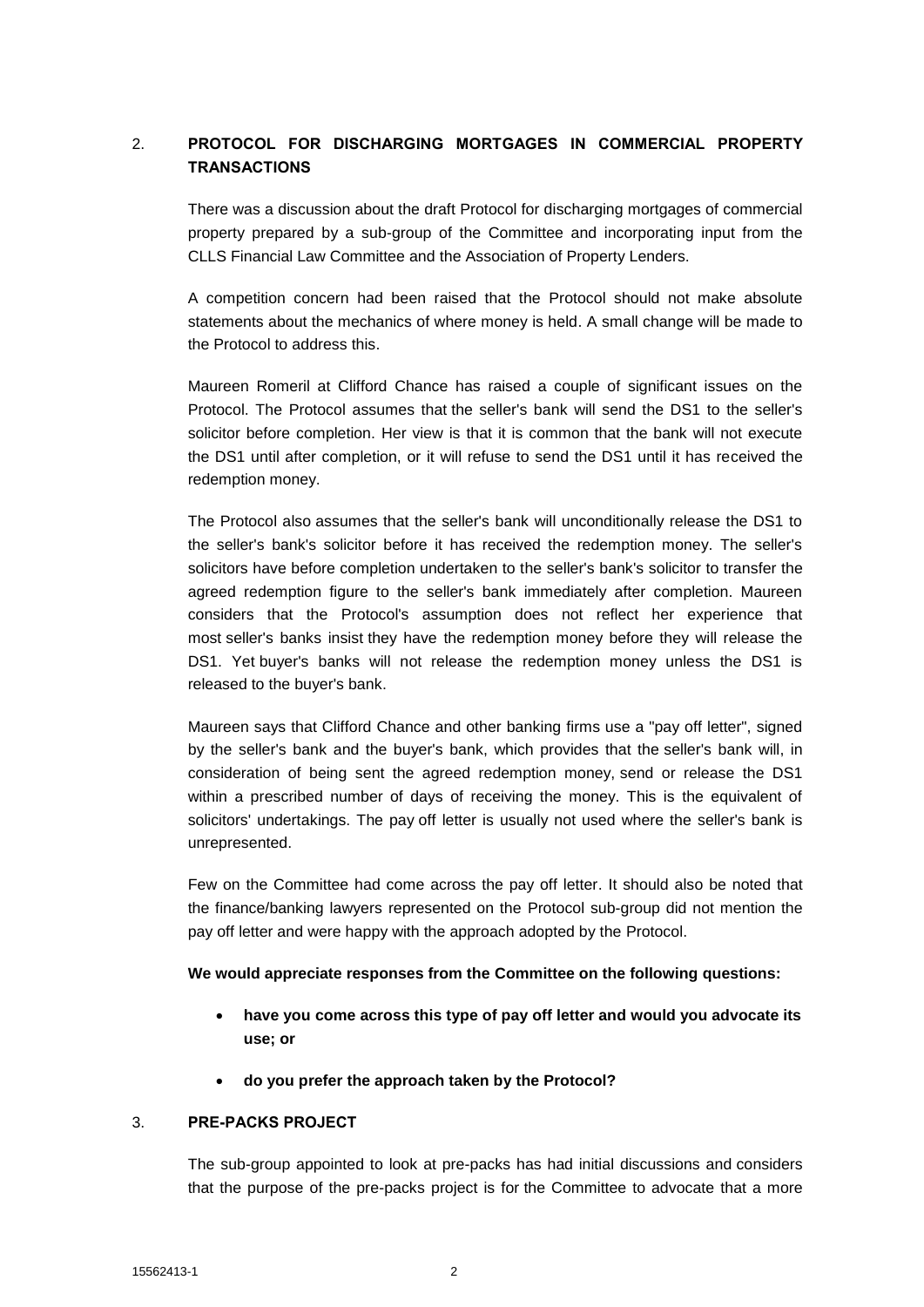## 2. PROTOCOL FOR DISCHARGING MORTGAGES IN COMMERCIAL PROPERTY TRANSACTIONS

There was a discussion about the draft Protocol for discharging mortgages of commercial property prepared by a sub-group of the Committee and incorporating input from the CLLS Financial Law Committee and the Association of Property Lenders.

A competition concern had been raised that the Protocol should not make absolute statements about the mechanics of where money is held. A small change will be made to the Protocol to address this.

Maureen Romeril at Clifford Chance has raised a couple of significant issues on the Protocol. The Protocol assumes that the seller's bank will send the DS1 to the seller's solicitor before completion. Her view is that it is common that the bank will not execute the DS1 until after completion, or it will refuse to send the DS1 until it has received the redemption money.

The Protocol also assumes that the seller's bank will unconditionally release the DS1 to the seller's bank's solicitor before it has received the redemption money. The seller's solicitors have before completion undertaken to the seller's bank's solicitor to transfer the agreed redemption figure to the seller's bank immediately after completion. Maureen considers that the Protocol's assumption does not reflect her experience that most seller's banks insist they have the redemption money before they will release the DS1. Yet buyer's banks will not release the redemption money unless the DS1 is released to the buyer's bank.

Maureen says that Clifford Chance and other banking firms use a "pay off letter", signed by the seller's bank and the buyer's bank, which provides that the seller's bank will, in consideration of being sent the agreed redemption money, send or release the DS1 within a prescribed number of days of receiving the money. This is the equivalent of solicitors' undertakings. The pay off letter is usually not used where the seller's bank is unrepresented.

Few on the Committee had come across the pay off letter. It should also be noted that the finance/banking lawyers represented on the Protocol sub-group did not mention the pay off letter and were happy with the approach adopted by the Protocol.

**We would appreciate responses from the Committee on the following questions:**

- **have you come across this type of pay off letter and would you advocate its use; or**
- **do you prefer the approach taken by the Protocol?**

## 3. PRE-PACKS PROJECT

The sub-group appointed to look at pre-packs has had initial discussions and considers that the purpose of the pre-packs project is for the Committee to advocate that a more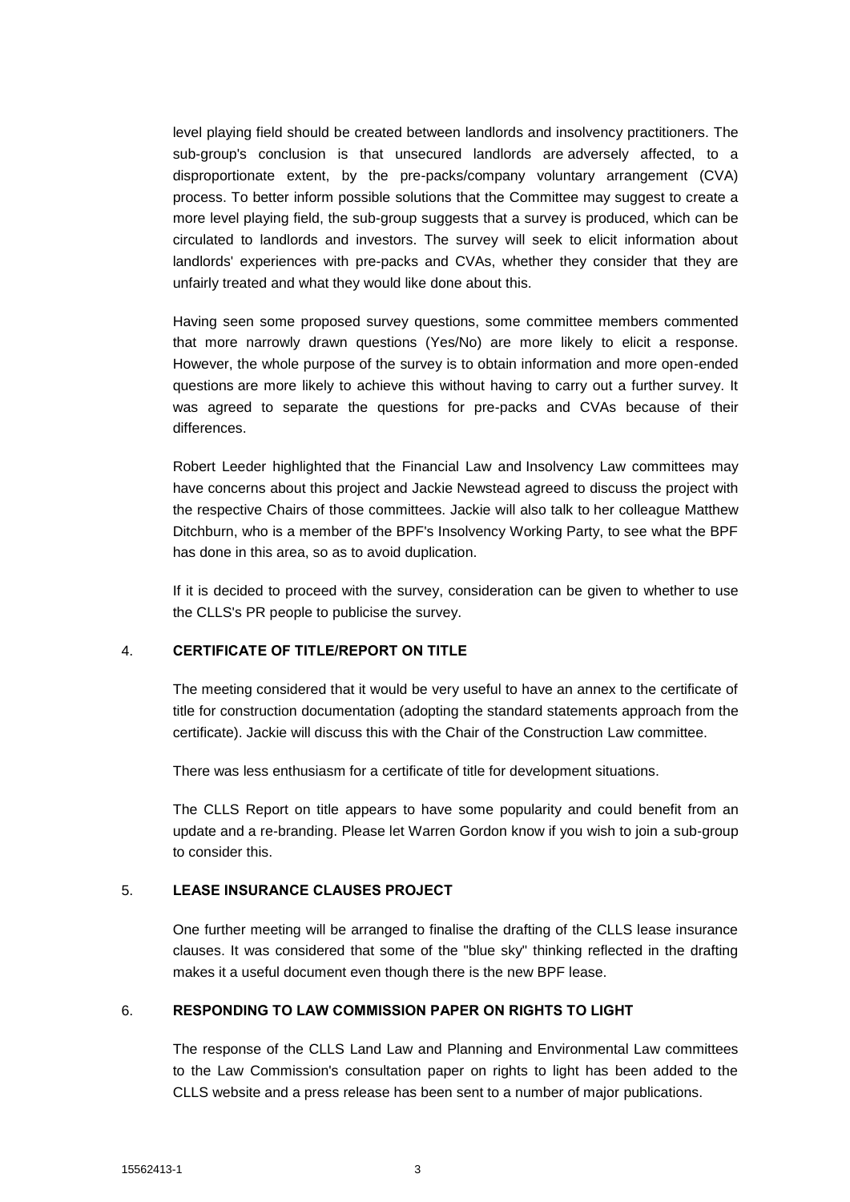level playing field should be created between landlords and insolvency practitioners. The sub-group's conclusion is that unsecured landlords are adversely affected, to a disproportionate extent, by the pre-packs/company voluntary arrangement (CVA) process. To better inform possible solutions that the Committee may suggest to create a more level playing field, the sub-group suggests that a survey is produced, which can be circulated to landlords and investors. The survey will seek to elicit information about landlords' experiences with pre-packs and CVAs, whether they consider that they are unfairly treated and what they would like done about this.

Having seen some proposed survey questions, some committee members commented that more narrowly drawn questions (Yes/No) are more likely to elicit a response. However, the whole purpose of the survey is to obtain information and more open-ended questions are more likely to achieve this without having to carry out a further survey. It was agreed to separate the questions for pre-packs and CVAs because of their differences.

Robert Leeder highlighted that the Financial Law and Insolvency Law committees may have concerns about this project and Jackie Newstead agreed to discuss the project with the respective Chairs of those committees. Jackie will also talk to her colleague Matthew Ditchburn, who is a member of the BPF's Insolvency Working Party, to see what the BPF has done in this area, so as to avoid duplication.

If it is decided to proceed with the survey, consideration can be given to whether to use the CLLS's PR people to publicise the survey.

## 4. CERTIFICATE OF TITLE/REPORT ON TITLE

The meeting considered that it would be very useful to have an annex to the certificate of title for construction documentation (adopting the standard statements approach from the certificate). Jackie will discuss this with the Chair of the Construction Law committee.

There was less enthusiasm for a certificate of title for development situations.

The CLLS Report on title appears to have some popularity and could benefit from an update and a re-branding. Please let Warren Gordon know if you wish to join a sub-group to consider this.

## 5. LEASE INSURANCE CLAUSES PROJECT

One further meeting will be arranged to finalise the drafting of the CLLS lease insurance clauses. It was considered that some of the "blue sky" thinking reflected in the drafting makes it a useful document even though there is the new BPF lease.

## 6. RESPONDING TO LAW COMMISSION PAPER ON RIGHTS TO LIGHT

The response of the CLLS Land Law and Planning and Environmental Law committees to the Law Commission's consultation paper on rights to light has been added to the CLLS website and a press release has been sent to a number of major publications.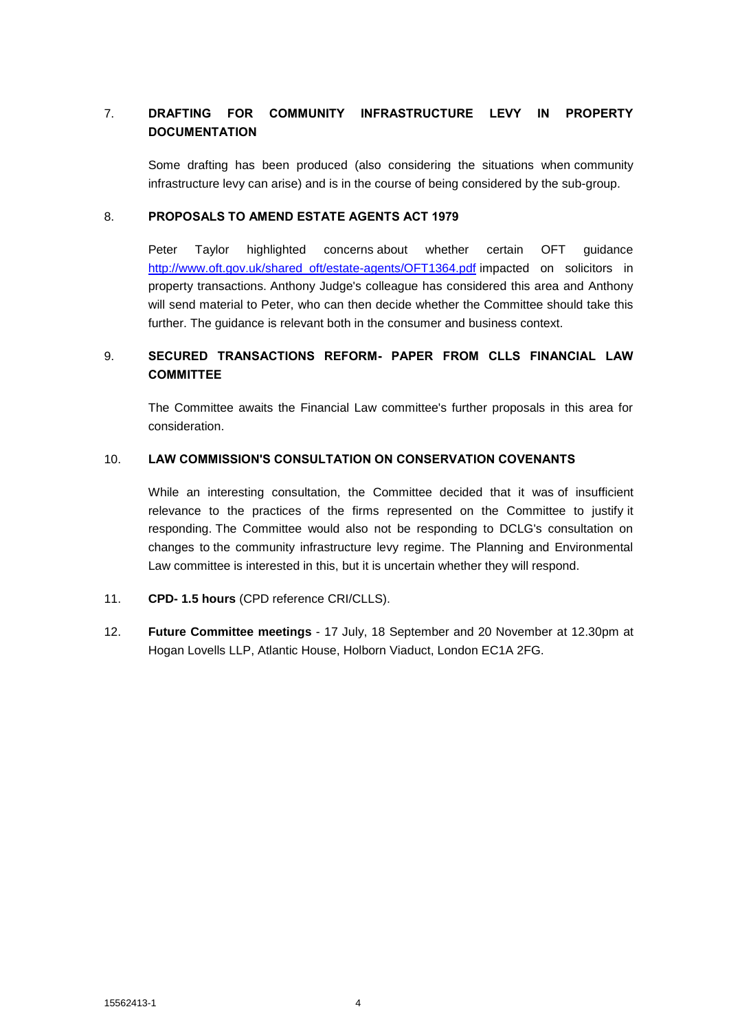7. **DRAFTING FOR COMMUNITY INFRASTRUCTURE LEVY IN PROPERTY DOCUMENTATION**

   Some drafting has been produced (also considering the situations when community infrastructure levy can arise) and is in the course of being considered by the sub-group.

8. **PROPOSALS TO AMEND ESTATE AGENTS ACT 1979**

   Peter Taylor highlighted concerns about whether certain OFT guidance [http://www.oft.gov.uk/shared_oft/estate-agents/OFT1364.pdf](http://www.oft.gov.uk/shared_oft/estate-agents/OFT1364.pdf) impacted on solicitors in property transactions. Anthony Judge's colleague has considered this area and Anthony will send material to Peter, who can then decide whether the Committee should take this further. The guidance is relevant both in the consumer and business context.

9. **SECURED TRANSACTIONS REFORM- PAPER FROM CLLS FINANCIAL LAW COMMITTEE**

   The Committee awaits the Financial Law committee's further proposals in this area for consideration.

10. **LAW COMMISSION'S CONSULTATION ON CONSERVATION COVENANTS**

    While an interesting consultation, the Committee decided that it was of insufficient relevance to the practices of the firms represented on the Committee to justify it responding. The Committee would also not be responding to DCLG's consultation on changes to the community infrastructure levy regime. The Planning and Environmental Law committee is interested in this, but it is uncertain whether they will respond.

11. **CPD- 1.5 hours** (CPD reference CRI/CLLS).

12. **Future Committee meetings** - 17 July, 18 September and 20 November at 12.30pm at Hogan Lovells LLP, Atlantic House, Holborn Viaduct, London EC1A 2FG.

15562413-1